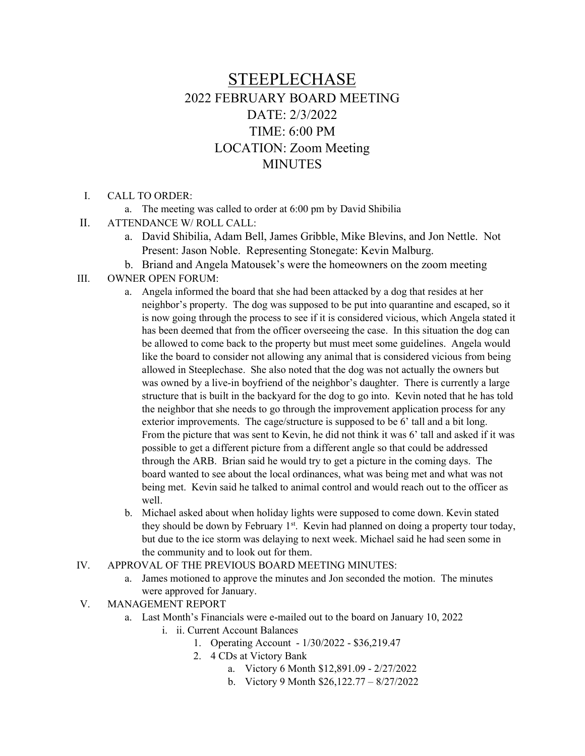# STEEPLECHASE

## 2022 FEBRUARY BOARD MEETING
## DATE: 2/3/2022
## TIME: 6:00 PM
## LOCATION: Zoom Meeting
## MINUTES

I. CALL TO ORDER:
   a. The meeting was called to order at 6:00 pm by David Shibilia

II. ATTENDANCE W/ ROLL CALL:
   a. David Shibilia, Adam Bell, James Gribble, Mike Blevins, and Jon Nettle. Not Present: Jason Noble. Representing Stonegate: Kevin Malburg.
   b. Briand and Angela Matousek's were the homeowners on the zoom meeting

III. OWNER OPEN FORUM:
   a. Angela informed the board that she had been attacked by a dog that resides at her neighbor's property. The dog was supposed to be put into quarantine and escaped, so it is now going through the process to see if it is considered vicious, which Angela stated it has been deemed that from the officer overseeing the case. In this situation the dog can be allowed to come back to the property but must meet some guidelines. Angela would like the board to consider not allowing any animal that is considered vicious from being allowed in Steeplechase. She also noted that the dog was not actually the owners but was owned by a live-in boyfriend of the neighbor's daughter. There is currently a large structure that is built in the backyard for the dog to go into. Kevin noted that he has told the neighbor that she needs to go through the improvement application process for any exterior improvements. The cage/structure is supposed to be 6' tall and a bit long. From the picture that was sent to Kevin, he did not think it was 6' tall and asked if it was possible to get a different picture from a different angle so that could be addressed through the ARB. Brian said he would try to get a picture in the coming days. The board wanted to see about the local ordinances, what was being met and what was not being met. Kevin said he talked to animal control and would reach out to the officer as well.
   b. Michael asked about when holiday lights were supposed to come down. Kevin stated they should be down by February 1st. Kevin had planned on doing a property tour today, but due to the ice storm was delaying to next week. Michael said he had seen some in the community and to look out for them.

IV. APPROVAL OF THE PREVIOUS BOARD MEETING MINUTES:
   a. James motioned to approve the minutes and Jon seconded the motion. The minutes were approved for January.

V. MANAGEMENT REPORT
   a. Last Month's Financials were e-mailed out to the board on January 10, 2022
      i. ii. Current Account Balances
         1. Operating Account - 1/30/2022 - $36,219.47
         2. 4 CDs at Victory Bank
            a. Victory 6 Month $12,891.09 - 2/27/2022
            b. Victory 9 Month $26,122.77 – 8/27/2022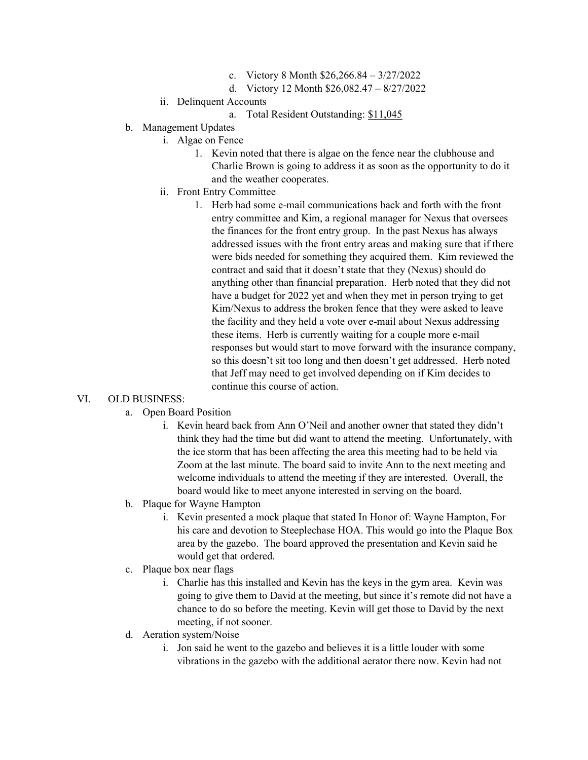- c. Victory 8 Month $26,266.84 – 3/27/2022
- d. Victory 12 Month $26,082.47 – 8/27/2022

ii. Delinquent Accounts

- a. Total Resident Outstanding: $11,045

b. Management Updates

i. Algae on Fence

1. Kevin noted that there is algae on the fence near the clubhouse and Charlie Brown is going to address it as soon as the opportunity to do it and the weather cooperates.

ii. Front Entry Committee

1. Herb had some e-mail communications back and forth with the front entry committee and Kim, a regional manager for Nexus that oversees the finances for the front entry group. In the past Nexus has always addressed issues with the front entry areas and making sure that if there were bids needed for something they acquired them. Kim reviewed the contract and said that it doesn't state that they (Nexus) should do anything other than financial preparation. Herb noted that they did not have a budget for 2022 yet and when they met in person trying to get Kim/Nexus to address the broken fence that they were asked to leave the facility and they held a vote over e-mail about Nexus addressing these items. Herb is currently waiting for a couple more e-mail responses but would start to move forward with the insurance company, so this doesn't sit too long and then doesn't get addressed. Herb noted that Jeff may need to get involved depending on if Kim decides to continue this course of action.

## VI. OLD BUSINESS:

a. Open Board Position

i. Kevin heard back from Ann O'Neil and another owner that stated they didn't think they had the time but did want to attend the meeting. Unfortunately, with the ice storm that has been affecting the area this meeting had to be held via Zoom at the last minute. The board said to invite Ann to the next meeting and welcome individuals to attend the meeting if they are interested. Overall, the board would like to meet anyone interested in serving on the board.

b. Plaque for Wayne Hampton

i. Kevin presented a mock plaque that stated In Honor of: Wayne Hampton, For his care and devotion to Steeplechase HOA. This would go into the Plaque Box area by the gazebo. The board approved the presentation and Kevin said he would get that ordered.

c. Plaque box near flags

i. Charlie has this installed and Kevin has the keys in the gym area. Kevin was going to give them to David at the meeting, but since it's remote did not have a chance to do so before the meeting. Kevin will get those to David by the next meeting, if not sooner.

d. Aeration system/Noise

i. Jon said he went to the gazebo and believes it is a little louder with some vibrations in the gazebo with the additional aerator there now. Kevin had not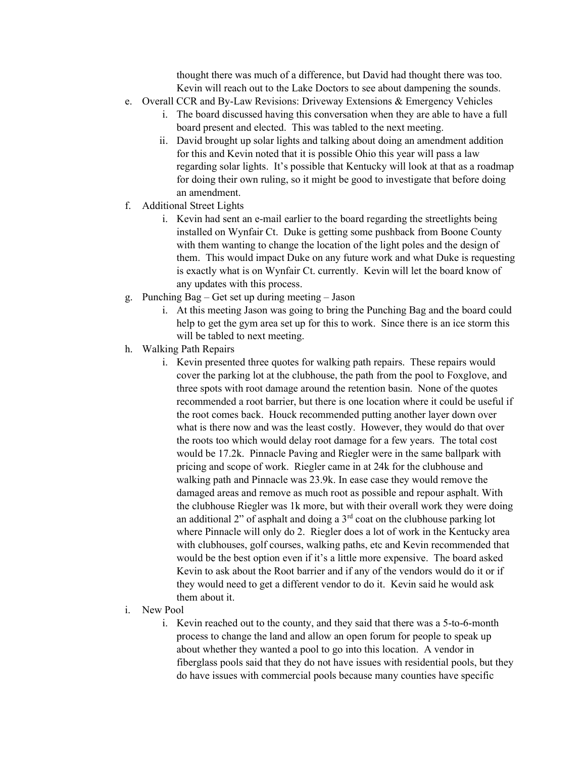thought there was much of a difference, but David had thought there was too. Kevin will reach out to the Lake Doctors to see about dampening the sounds.

e. Overall CCR and By-Law Revisions: Driveway Extensions & Emergency Vehicles
   i. The board discussed having this conversation when they are able to have a full board present and elected. This was tabled to the next meeting.
   ii. David brought up solar lights and talking about doing an amendment addition for this and Kevin noted that it is possible Ohio this year will pass a law regarding solar lights. It's possible that Kentucky will look at that as a roadmap for doing their own ruling, so it might be good to investigate that before doing an amendment.

f. Additional Street Lights
   i. Kevin had sent an e-mail earlier to the board regarding the streetlights being installed on Wynfair Ct. Duke is getting some pushback from Boone County with them wanting to change the location of the light poles and the design of them. This would impact Duke on any future work and what Duke is requesting is exactly what is on Wynfair Ct. currently. Kevin will let the board know of any updates with this process.

g. Punching Bag – Get set up during meeting – Jason
   i. At this meeting Jason was going to bring the Punching Bag and the board could help to get the gym area set up for this to work. Since there is an ice storm this will be tabled to next meeting.

h. Walking Path Repairs
   i. Kevin presented three quotes for walking path repairs. These repairs would cover the parking lot at the clubhouse, the path from the pool to Foxglove, and three spots with root damage around the retention basin. None of the quotes recommended a root barrier, but there is one location where it could be useful if the root comes back. Houck recommended putting another layer down over what is there now and was the least costly. However, they would do that over the roots too which would delay root damage for a few years. The total cost would be 17.2k. Pinnacle Paving and Riegler were in the same ballpark with pricing and scope of work. Riegler came in at 24k for the clubhouse and walking path and Pinnacle was 23.9k. In ease case they would remove the damaged areas and remove as much root as possible and repour asphalt. With the clubhouse Riegler was 1k more, but with their overall work they were doing an additional 2" of asphalt and doing a 3rd coat on the clubhouse parking lot where Pinnacle will only do 2. Riegler does a lot of work in the Kentucky area with clubhouses, golf courses, walking paths, etc and Kevin recommended that would be the best option even if it's a little more expensive. The board asked Kevin to ask about the Root barrier and if any of the vendors would do it or if they would need to get a different vendor to do it. Kevin said he would ask them about it.

i. New Pool
   i. Kevin reached out to the county, and they said that there was a 5-to-6-month process to change the land and allow an open forum for people to speak up about whether they wanted a pool to go into this location. A vendor in fiberglass pools said that they do not have issues with residential pools, but they do have issues with commercial pools because many counties have specific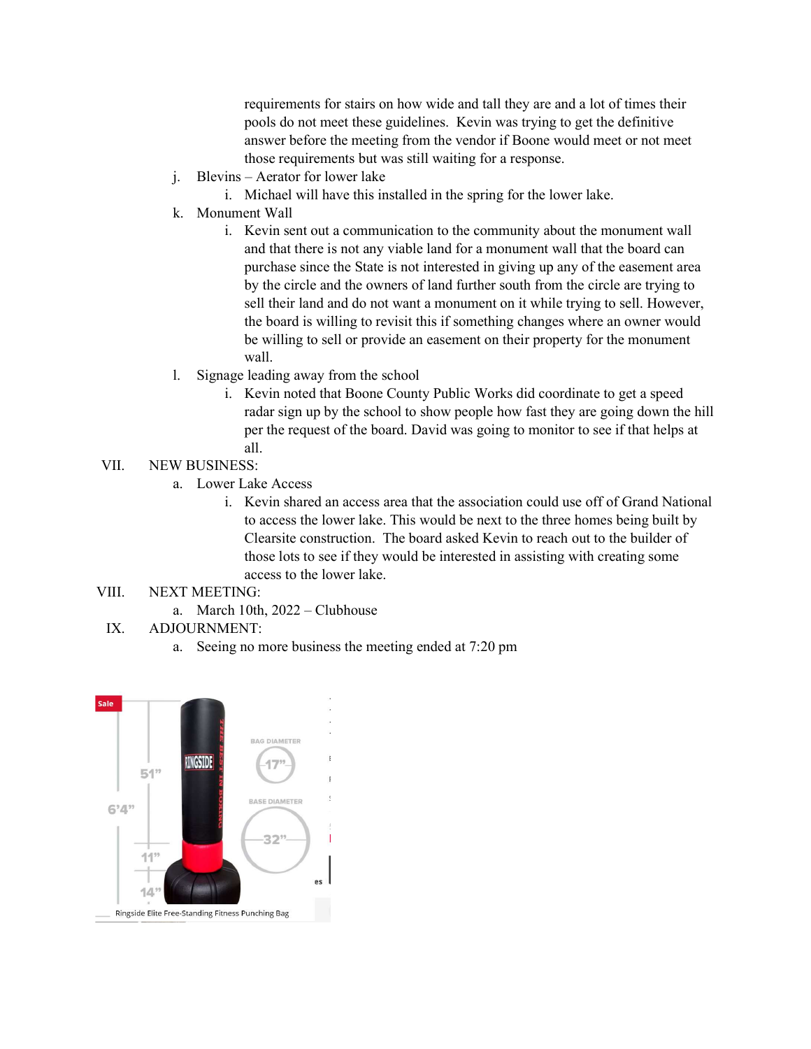requirements for stairs on how wide and tall they are and a lot of times their pools do not meet these guidelines. Kevin was trying to get the definitive answer before the meeting from the vendor if Boone would meet or not meet those requirements but was still waiting for a response.

j. Blevins – Aerator for lower lake
   i. Michael will have this installed in the spring for the lower lake.

k. Monument Wall
   i. Kevin sent out a communication to the community about the monument wall and that there is not any viable land for a monument wall that the board can purchase since the State is not interested in giving up any of the easement area by the circle and the owners of land further south from the circle are trying to sell their land and do not want a monument on it while trying to sell. However, the board is willing to revisit this if something changes where an owner would be willing to sell or provide an easement on their property for the monument wall.

l. Signage leading away from the school
   i. Kevin noted that Boone County Public Works did coordinate to get a speed radar sign up by the school to show people how fast they are going down the hill per the request of the board. David was going to monitor to see if that helps at all.

VII. NEW BUSINESS:

a. Lower Lake Access
   i. Kevin shared an access area that the association could use off of Grand National to access the lower lake. This would be next to the three homes being built by Clearsite construction. The board asked Kevin to reach out to the builder of those lots to see if they would be interested in assisting with creating some access to the lower lake.

VIII. NEXT MEETING:

a. March 10th, 2022 – Clubhouse

IX. ADJOURNMENT:

a. Seeing no more business the meeting ended at 7:20 pm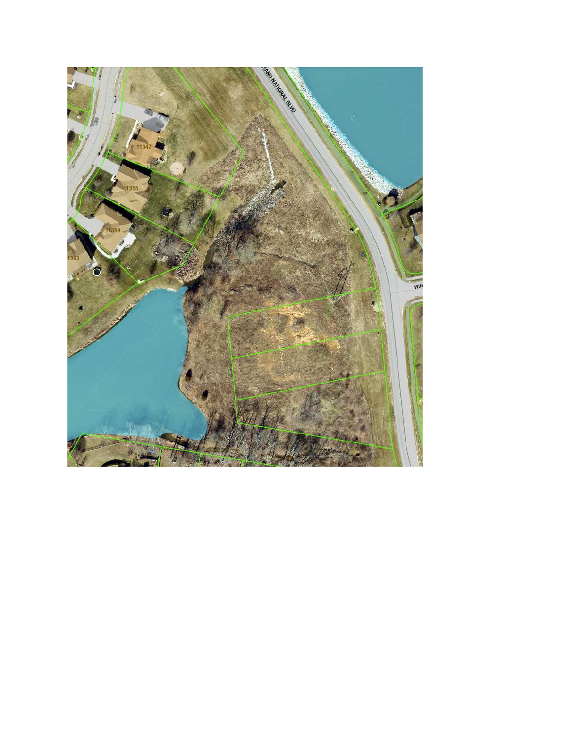GRAND NATIONAL BLVD

11347

11355

11359

1363

WIN